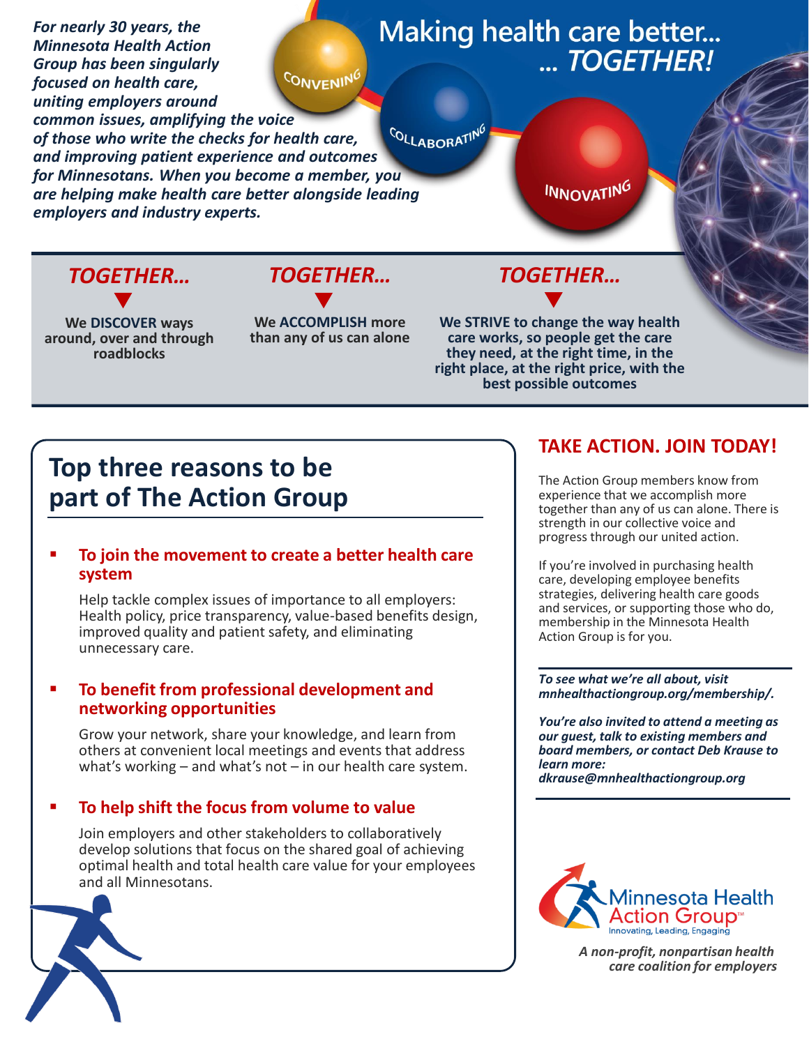*For nearly 30 years, the Minnesota Health Action Group has been singularly focused on health care, uniting employers around common issues, amplifying the voice of those who write the checks for health care, and improving patient experience and outcomes for Minnesotans. When you become a member, you are helping make health care better alongside leading employers and industry experts.*

# Making health care better... ... *TOGETHER!*

CONVENING

COLLABORATING

INNOVATING

*TOGETHER...*

We **DISCOVER** ways around, over and through roadblocks

*TOGETHER...*

We **ACCOMPLISH** more than any of us can alone

*TOGETHER...*

We **STRIVE** to change the way health care works, so people get the care they need, at the right time, in the right place, at the right price, with the best possible outcomes

## Top three reasons to be part of The Action Group

- **To join the movement to create a better health care system**

  Help tackle complex issues of importance to all employers: Health policy, price transparency, value-based benefits design, improved quality and patient safety, and eliminating unnecessary care.

- **To benefit from professional development and networking opportunities**

  Grow your network, share your knowledge, and learn from others at convenient local meetings and events that address what's working – and what's not – in our health care system.

- **To help shift the focus from volume to value**

  Join employers and other stakeholders to collaboratively develop solutions that focus on the shared goal of achieving optimal health and total health care value for your employees and all Minnesotans.

## TAKE ACTION. JOIN TODAY!

The Action Group members know from experience that we accomplish more together than any of us can alone. There is strength in our collective voice and progress through our united action.

If you're involved in purchasing health care, developing employee benefits strategies, delivering health care goods and services, or supporting those who do, membership in the Minnesota Health Action Group is for you.

***To see what we're all about, visit mnhealthactiongroup.org/membership/.***

***You're also invited to attend a meeting as our guest, talk to existing members and board members, or contact Deb Krause to learn more: dkrause@mnhealthactiongroup.org***

Minnesota Health Action Group™
Innovating, Leading, Engaging

*A non-profit, nonpartisan health care coalition for employers*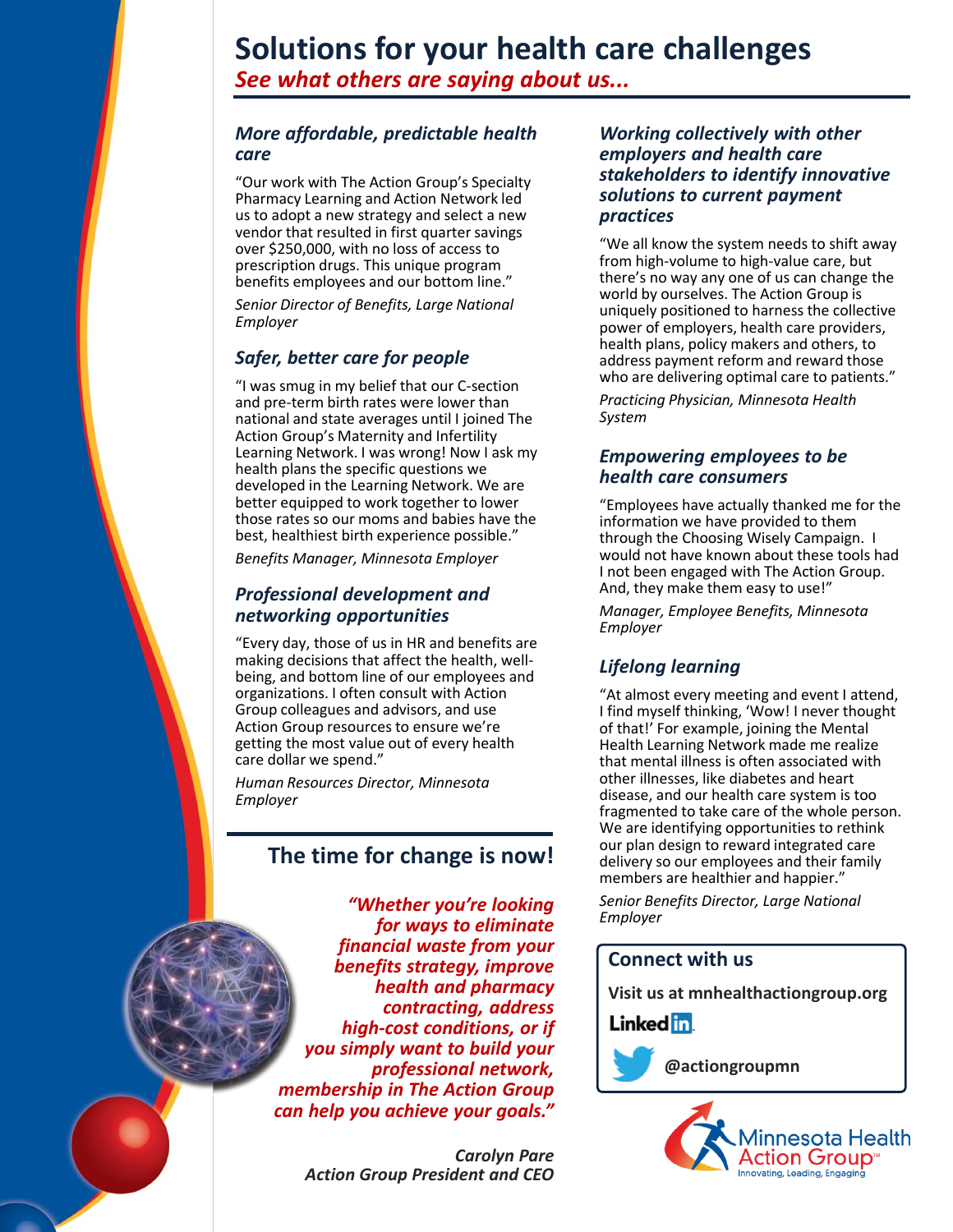# Solutions for your health care challenges

*See what others are saying about us...*

### *More affordable, predictable health care*

"Our work with The Action Group's Specialty Pharmacy Learning and Action Network led us to adopt a new strategy and select a new vendor that resulted in first quarter savings over $250,000, with no loss of access to prescription drugs. This unique program benefits employees and our bottom line."

*Senior Director of Benefits, Large National Employer*

### *Safer, better care for people*

"I was smug in my belief that our C-section and pre-term birth rates were lower than national and state averages until I joined The Action Group's Maternity and Infertility Learning Network. I was wrong! Now I ask my health plans the specific questions we developed in the Learning Network. We are better equipped to work together to lower those rates so our moms and babies have the best, healthiest birth experience possible."

*Benefits Manager, Minnesota Employer*

### *Professional development and networking opportunities*

"Every day, those of us in HR and benefits are making decisions that affect the health, well-being, and bottom line of our employees and organizations. I often consult with Action Group colleagues and advisors, and use Action Group resources to ensure we're getting the most value out of every health care dollar we spend."

*Human Resources Director, Minnesota Employer*

## The time for change is now!

***"Whether you're looking for ways to eliminate financial waste from your benefits strategy, improve health and pharmacy contracting, address high-cost conditions, or if you simply want to build your professional network, membership in The Action Group can help you achieve your goals."***

***Carolyn Pare***
***Action Group President and CEO***

### *Working collectively with other employers and health care stakeholders to identify innovative solutions to current payment practices*

"We all know the system needs to shift away from high-volume to high-value care, but there's no way any one of us can change the world by ourselves. The Action Group is uniquely positioned to harness the collective power of employers, health care providers, health plans, policy makers and others, to address payment reform and reward those who are delivering optimal care to patients."

*Practicing Physician, Minnesota Health System*

### *Empowering employees to be health care consumers*

"Employees have actually thanked me for the information we have provided to them through the Choosing Wisely Campaign. I would not have known about these tools had I not been engaged with The Action Group. And, they make them easy to use!"

*Manager, Employee Benefits, Minnesota Employer*

### *Lifelong learning*

"At almost every meeting and event I attend, I find myself thinking, 'Wow! I never thought of that!' For example, joining the Mental Health Learning Network made me realize that mental illness is often associated with other illnesses, like diabetes and heart disease, and our health care system is too fragmented to take care of the whole person. We are identifying opportunities to rethink our plan design to reward integrated care delivery so our employees and their family members are healthier and happier."

*Senior Benefits Director, Large National Employer*

### Connect with us

**Visit us at mnhealthactiongroup.org**

**LinkedIn**

**@actiongroupmn**

Minnesota Health Action Group™
Innovating, Leading, Engaging